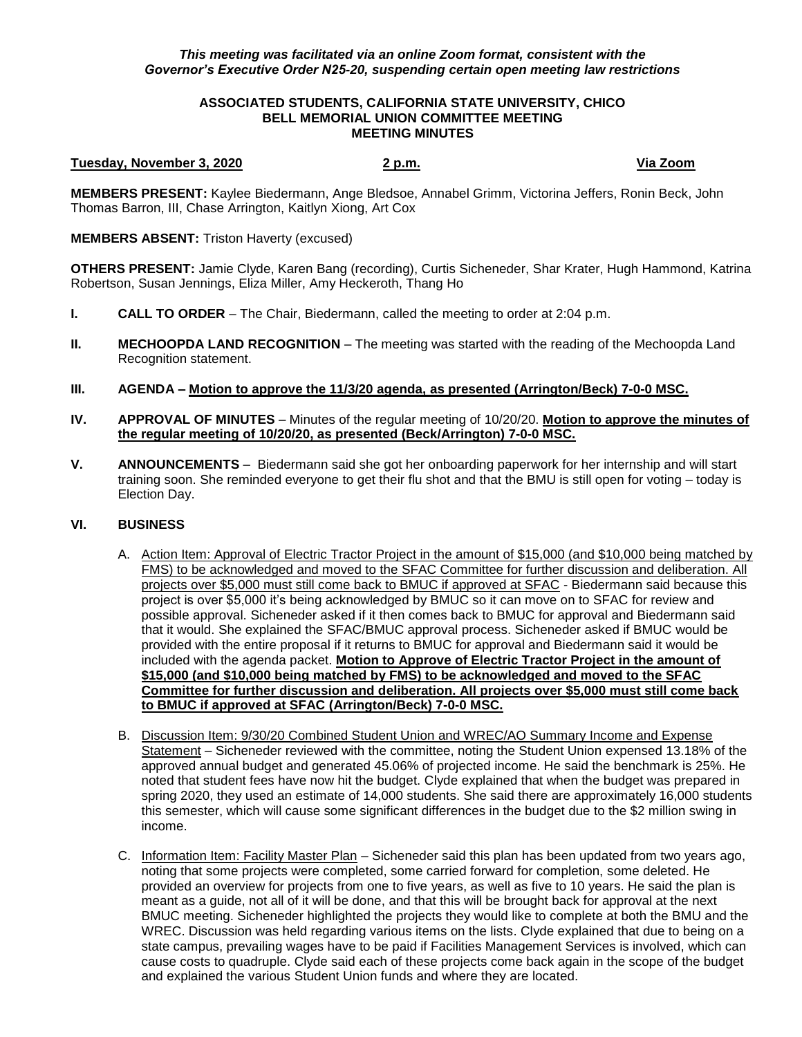*This meeting was facilitated via an online Zoom format, consistent with the Governor's Executive Order N25-20, suspending certain open meeting law restrictions*

**ASSOCIATED STUDENTS, CALIFORNIA STATE UNIVERSITY, CHICO**
**BELL MEMORIAL UNION COMMITTEE MEETING**
**MEETING MINUTES**

**Tuesday, November 3, 2020** | **2 p.m.** | **Via Zoom**

**MEMBERS PRESENT:** Kaylee Biedermann, Ange Bledsoe, Annabel Grimm, Victorina Jeffers, Ronin Beck, John Thomas Barron, III, Chase Arrington, Kaitlyn Xiong, Art Cox

**MEMBERS ABSENT:** Triston Haverty (excused)

**OTHERS PRESENT:** Jamie Clyde, Karen Bang (recording), Curtis Sicheneder, Shar Krater, Hugh Hammond, Katrina Robertson, Susan Jennings, Eliza Miller, Amy Heckeroth, Thang Ho

**I. CALL TO ORDER** – The Chair, Biedermann, called the meeting to order at 2:04 p.m.

**II. MECHOOPDA LAND RECOGNITION** – The meeting was started with the reading of the Mechoopda Land Recognition statement.

**III. AGENDA – Motion to approve the 11/3/20 agenda, as presented (Arrington/Beck) 7-0-0 MSC.**

**IV. APPROVAL OF MINUTES** – Minutes of the regular meeting of 10/20/20. **Motion to approve the minutes of the regular meeting of 10/20/20, as presented (Beck/Arrington) 7-0-0 MSC.**

**V. ANNOUNCEMENTS** – Biedermann said she got her onboarding paperwork for her internship and will start training soon. She reminded everyone to get their flu shot and that the BMU is still open for voting – today is Election Day.

**VI. BUSINESS**

A. Action Item: Approval of Electric Tractor Project in the amount of $15,000 (and $10,000 being matched by FMS) to be acknowledged and moved to the SFAC Committee for further discussion and deliberation. All projects over $5,000 must still come back to BMUC if approved at SFAC - Biedermann said because this project is over $5,000 it's being acknowledged by BMUC so it can move on to SFAC for review and possible approval. Sicheneder asked if it then comes back to BMUC for approval and Biedermann said that it would. She explained the SFAC/BMUC approval process. Sicheneder asked if BMUC would be provided with the entire proposal if it returns to BMUC for approval and Biedermann said it would be included with the agenda packet. **Motion to Approve of Electric Tractor Project in the amount of $15,000 (and $10,000 being matched by FMS) to be acknowledged and moved to the SFAC Committee for further discussion and deliberation. All projects over $5,000 must still come back to BMUC if approved at SFAC (Arrington/Beck) 7-0-0 MSC.**

B. Discussion Item: 9/30/20 Combined Student Union and WREC/AO Summary Income and Expense Statement – Sicheneder reviewed with the committee, noting the Student Union expensed 13.18% of the approved annual budget and generated 45.06% of projected income. He said the benchmark is 25%. He noted that student fees have now hit the budget. Clyde explained that when the budget was prepared in spring 2020, they used an estimate of 14,000 students. She said there are approximately 16,000 students this semester, which will cause some significant differences in the budget due to the $2 million swing in income.

C. Information Item: Facility Master Plan – Sicheneder said this plan has been updated from two years ago, noting that some projects were completed, some carried forward for completion, some deleted. He provided an overview for projects from one to five years, as well as five to 10 years. He said the plan is meant as a guide, not all of it will be done, and that this will be brought back for approval at the next BMUC meeting. Sicheneder highlighted the projects they would like to complete at both the BMU and the WREC. Discussion was held regarding various items on the lists. Clyde explained that due to being on a state campus, prevailing wages have to be paid if Facilities Management Services is involved, which can cause costs to quadruple. Clyde said each of these projects come back again in the scope of the budget and explained the various Student Union funds and where they are located.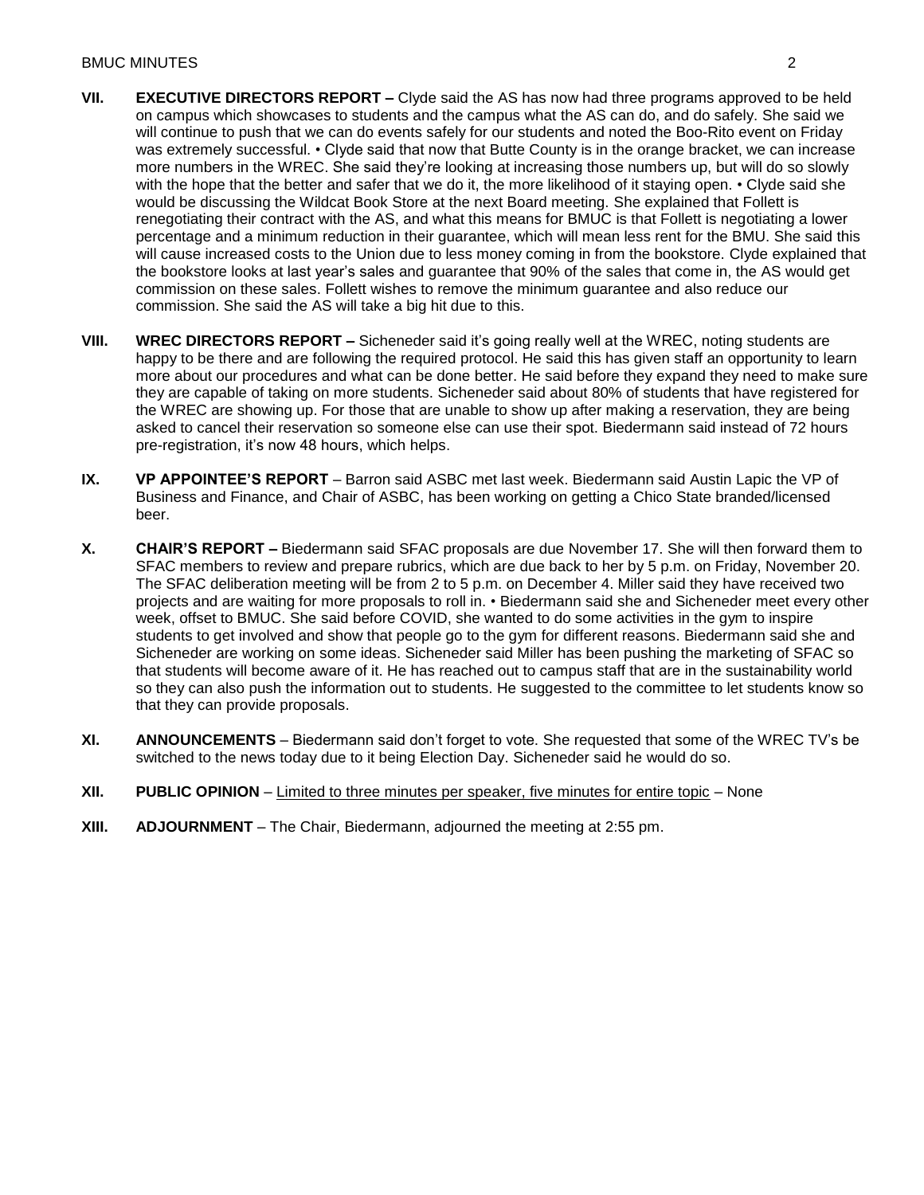**VII. EXECUTIVE DIRECTORS REPORT –** Clyde said the AS has now had three programs approved to be held on campus which showcases to students and the campus what the AS can do, and do safely. She said we will continue to push that we can do events safely for our students and noted the Boo-Rito event on Friday was extremely successful. • Clyde said that now that Butte County is in the orange bracket, we can increase more numbers in the WREC. She said they're looking at increasing those numbers up, but will do so slowly with the hope that the better and safer that we do it, the more likelihood of it staying open. • Clyde said she would be discussing the Wildcat Book Store at the next Board meeting. She explained that Follett is renegotiating their contract with the AS, and what this means for BMUC is that Follett is negotiating a lower percentage and a minimum reduction in their guarantee, which will mean less rent for the BMU. She said this will cause increased costs to the Union due to less money coming in from the bookstore. Clyde explained that the bookstore looks at last year's sales and guarantee that 90% of the sales that come in, the AS would get commission on these sales. Follett wishes to remove the minimum guarantee and also reduce our commission. She said the AS will take a big hit due to this.

**VIII. WREC DIRECTORS REPORT –** Sicheneder said it's going really well at the WREC, noting students are happy to be there and are following the required protocol. He said this has given staff an opportunity to learn more about our procedures and what can be done better. He said before they expand they need to make sure they are capable of taking on more students. Sicheneder said about 80% of students that have registered for the WREC are showing up. For those that are unable to show up after making a reservation, they are being asked to cancel their reservation so someone else can use their spot. Biedermann said instead of 72 hours pre-registration, it's now 48 hours, which helps.

**IX. VP APPOINTEE'S REPORT** – Barron said ASBC met last week. Biedermann said Austin Lapic the VP of Business and Finance, and Chair of ASBC, has been working on getting a Chico State branded/licensed beer.

**X. CHAIR'S REPORT –** Biedermann said SFAC proposals are due November 17. She will then forward them to SFAC members to review and prepare rubrics, which are due back to her by 5 p.m. on Friday, November 20. The SFAC deliberation meeting will be from 2 to 5 p.m. on December 4. Miller said they have received two projects and are waiting for more proposals to roll in. • Biedermann said she and Sicheneder meet every other week, offset to BMUC. She said before COVID, she wanted to do some activities in the gym to inspire students to get involved and show that people go to the gym for different reasons. Biedermann said she and Sicheneder are working on some ideas. Sicheneder said Miller has been pushing the marketing of SFAC so that students will become aware of it. He has reached out to campus staff that are in the sustainability world so they can also push the information out to students. He suggested to the committee to let students know so that they can provide proposals.

**XI. ANNOUNCEMENTS** – Biedermann said don't forget to vote. She requested that some of the WREC TV's be switched to the news today due to it being Election Day. Sicheneder said he would do so.

**XII. PUBLIC OPINION** – <u>Limited to three minutes per speaker, five minutes for entire topic</u> – None

**XIII. ADJOURNMENT** – The Chair, Biedermann, adjourned the meeting at 2:55 pm.